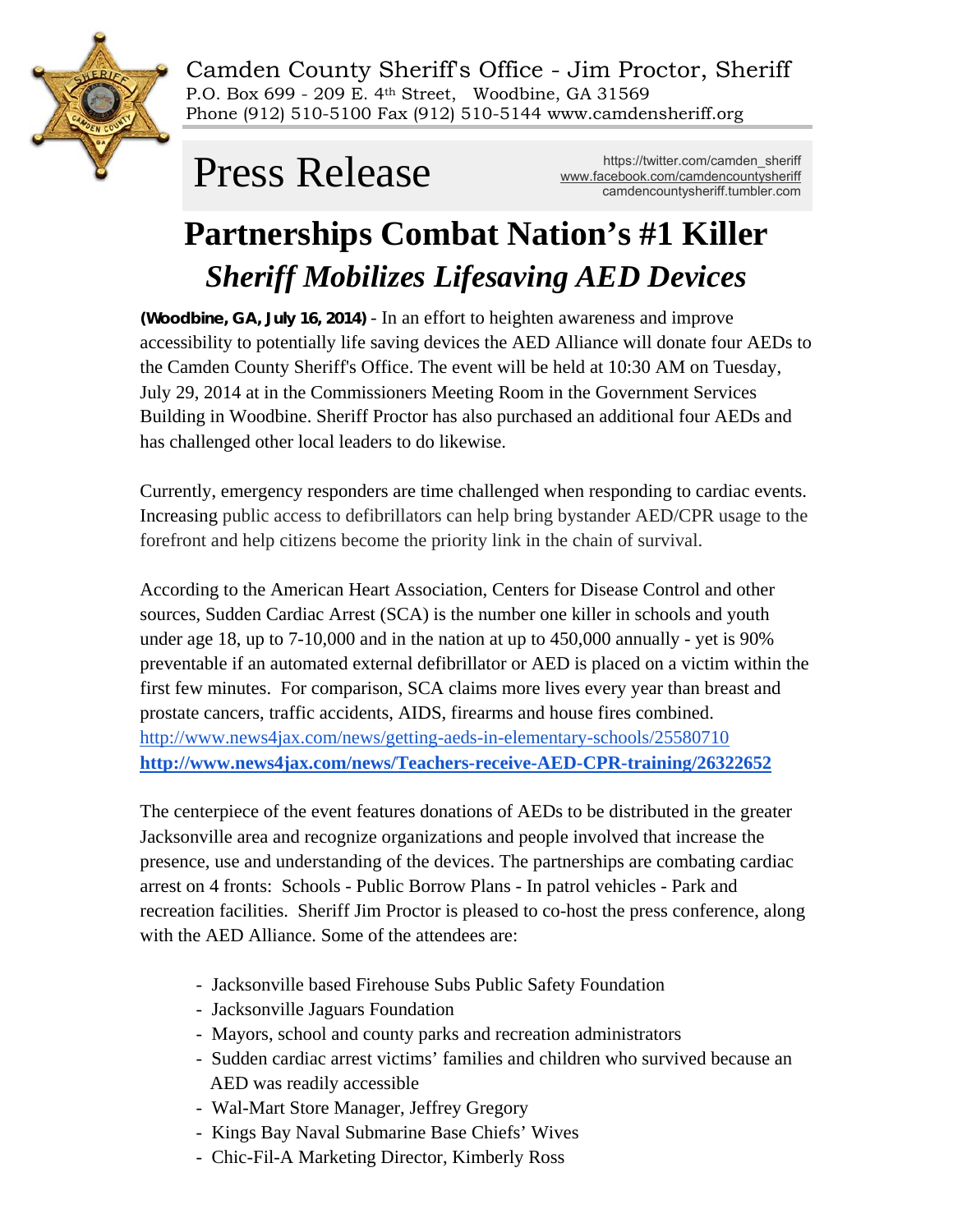Camden County Sheriff's Office - Jim Proctor, Sheriff
P.O. Box 699 - 209 E. 4th Street, Woodbine, GA 31569
Phone (912) 510-5100 Fax (912) 510-5144 www.camdensheriff.org

# Press Release

https://twitter.com/camden_sheriff
www.facebook.com/camdencountysheriff
camdencountysheriff.tumbler.com

# Partnerships Combat Nation's #1 Killer

## *Sheriff Mobilizes Lifesaving AED Devices*

**(Woodbine, GA, July 16, 2014)** - In an effort to heighten awareness and improve accessibility to potentially life saving devices the AED Alliance will donate four AEDs to the Camden County Sheriff's Office. The event will be held at 10:30 AM on Tuesday, July 29, 2014 at in the Commissioners Meeting Room in the Government Services Building in Woodbine. Sheriff Proctor has also purchased an additional four AEDs and has challenged other local leaders to do likewise.

Currently, emergency responders are time challenged when responding to cardiac events. Increasing public access to defibrillators can help bring bystander AED/CPR usage to the forefront and help citizens become the priority link in the chain of survival.

According to the American Heart Association, Centers for Disease Control and other sources, Sudden Cardiac Arrest (SCA) is the number one killer in schools and youth under age 18, up to 7-10,000 and in the nation at up to 450,000 annually - yet is 90% preventable if an automated external defibrillator or AED is placed on a victim within the first few minutes. For comparison, SCA claims more lives every year than breast and prostate cancers, traffic accidents, AIDS, firearms and house fires combined.
http://www.news4jax.com/news/getting-aeds-in-elementary-schools/25580710
**http://www.news4jax.com/news/Teachers-receive-AED-CPR-training/26322652**

The centerpiece of the event features donations of AEDs to be distributed in the greater Jacksonville area and recognize organizations and people involved that increase the presence, use and understanding of the devices. The partnerships are combating cardiac arrest on 4 fronts: Schools - Public Borrow Plans - In patrol vehicles - Park and recreation facilities. Sheriff Jim Proctor is pleased to co-host the press conference, along with the AED Alliance. Some of the attendees are:

- Jacksonville based Firehouse Subs Public Safety Foundation
- Jacksonville Jaguars Foundation
- Mayors, school and county parks and recreation administrators
- Sudden cardiac arrest victims' families and children who survived because an AED was readily accessible
- Wal-Mart Store Manager, Jeffrey Gregory
- Kings Bay Naval Submarine Base Chiefs' Wives
- Chic-Fil-A Marketing Director, Kimberly Ross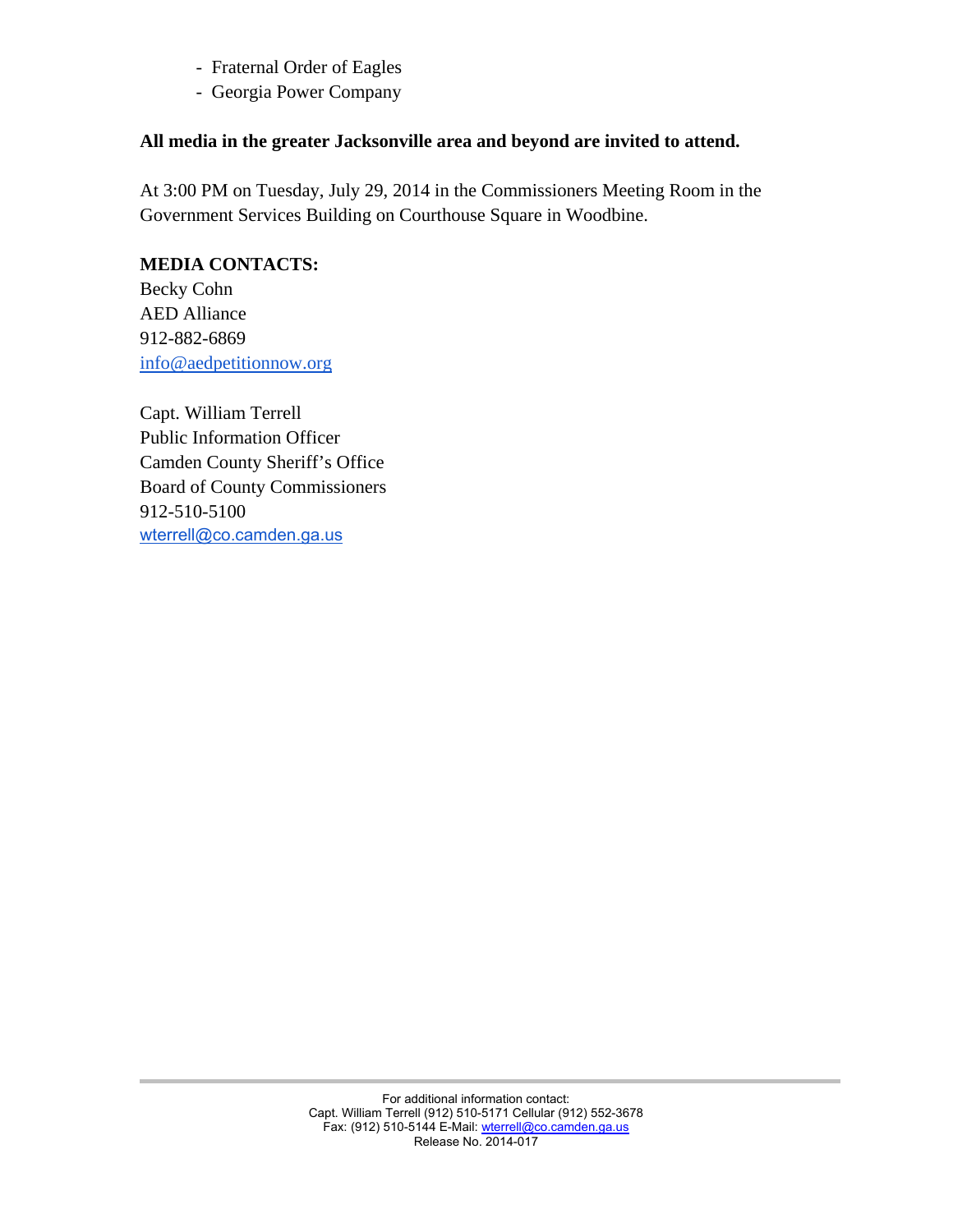- Fraternal Order of Eagles
- Georgia Power Company

**All media in the greater Jacksonville area and beyond are invited to attend.**

At 3:00 PM on Tuesday, July 29, 2014 in the Commissioners Meeting Room in the Government Services Building on Courthouse Square in Woodbine.

**MEDIA CONTACTS:**

Becky Cohn
AED Alliance
912-882-6869
info@aedpetitionnow.org

Capt. William Terrell
Public Information Officer
Camden County Sheriff's Office
Board of County Commissioners
912-510-5100
wterrell@co.camden.ga.us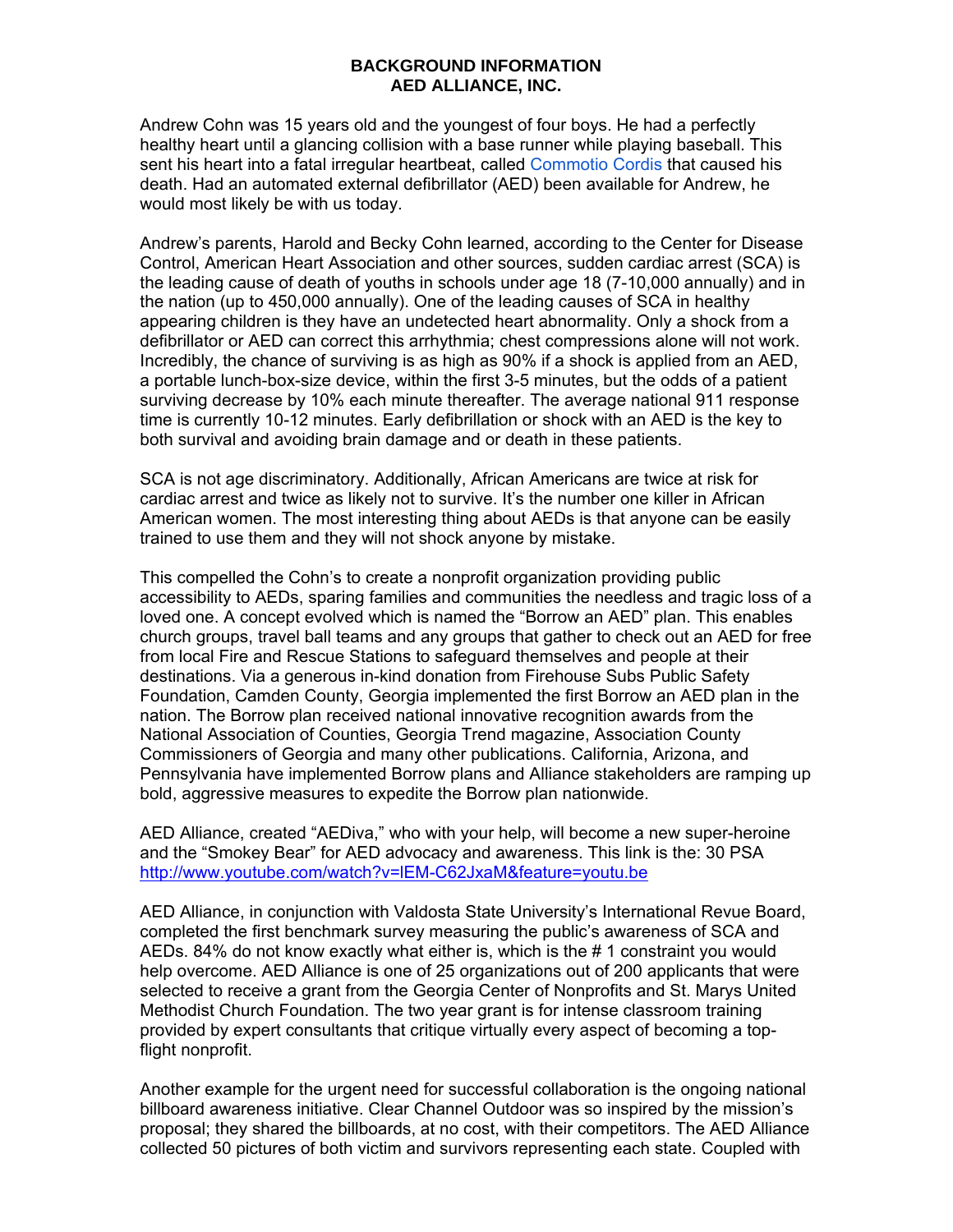**BACKGROUND INFORMATION**
**AED ALLIANCE, INC.**

Andrew Cohn was 15 years old and the youngest of four boys. He had a perfectly healthy heart until a glancing collision with a base runner while playing baseball. This sent his heart into a fatal irregular heartbeat, called Commotio Cordis that caused his death. Had an automated external defibrillator (AED) been available for Andrew, he would most likely be with us today.

Andrew's parents, Harold and Becky Cohn learned, according to the Center for Disease Control, American Heart Association and other sources, sudden cardiac arrest (SCA) is the leading cause of death of youths in schools under age 18 (7-10,000 annually) and in the nation (up to 450,000 annually). One of the leading causes of SCA in healthy appearing children is they have an undetected heart abnormality. Only a shock from a defibrillator or AED can correct this arrhythmia; chest compressions alone will not work. Incredibly, the chance of surviving is as high as 90% if a shock is applied from an AED, a portable lunch-box-size device, within the first 3-5 minutes, but the odds of a patient surviving decrease by 10% each minute thereafter. The average national 911 response time is currently 10-12 minutes. Early defibrillation or shock with an AED is the key to both survival and avoiding brain damage and or death in these patients.

SCA is not age discriminatory. Additionally, African Americans are twice at risk for cardiac arrest and twice as likely not to survive. It's the number one killer in African American women. The most interesting thing about AEDs is that anyone can be easily trained to use them and they will not shock anyone by mistake.

This compelled the Cohn's to create a nonprofit organization providing public accessibility to AEDs, sparing families and communities the needless and tragic loss of a loved one. A concept evolved which is named the "Borrow an AED" plan. This enables church groups, travel ball teams and any groups that gather to check out an AED for free from local Fire and Rescue Stations to safeguard themselves and people at their destinations. Via a generous in-kind donation from Firehouse Subs Public Safety Foundation, Camden County, Georgia implemented the first Borrow an AED plan in the nation. The Borrow plan received national innovative recognition awards from the National Association of Counties, Georgia Trend magazine, Association County Commissioners of Georgia and many other publications. California, Arizona, and Pennsylvania have implemented Borrow plans and Alliance stakeholders are ramping up bold, aggressive measures to expedite the Borrow plan nationwide.

AED Alliance, created "AEDiva," who with your help, will become a new super-heroine and the "Smokey Bear" for AED advocacy and awareness. This link is the: 30 PSA http://www.youtube.com/watch?v=lEM-C62JxaM&feature=youtu.be

AED Alliance, in conjunction with Valdosta State University's International Revue Board, completed the first benchmark survey measuring the public's awareness of SCA and AEDs. 84% do not know exactly what either is, which is the # 1 constraint you would help overcome. AED Alliance is one of 25 organizations out of 200 applicants that were selected to receive a grant from the Georgia Center of Nonprofits and St. Marys United Methodist Church Foundation. The two year grant is for intense classroom training provided by expert consultants that critique virtually every aspect of becoming a top-flight nonprofit.

Another example for the urgent need for successful collaboration is the ongoing national billboard awareness initiative. Clear Channel Outdoor was so inspired by the mission's proposal; they shared the billboards, at no cost, with their competitors. The AED Alliance collected 50 pictures of both victim and survivors representing each state. Coupled with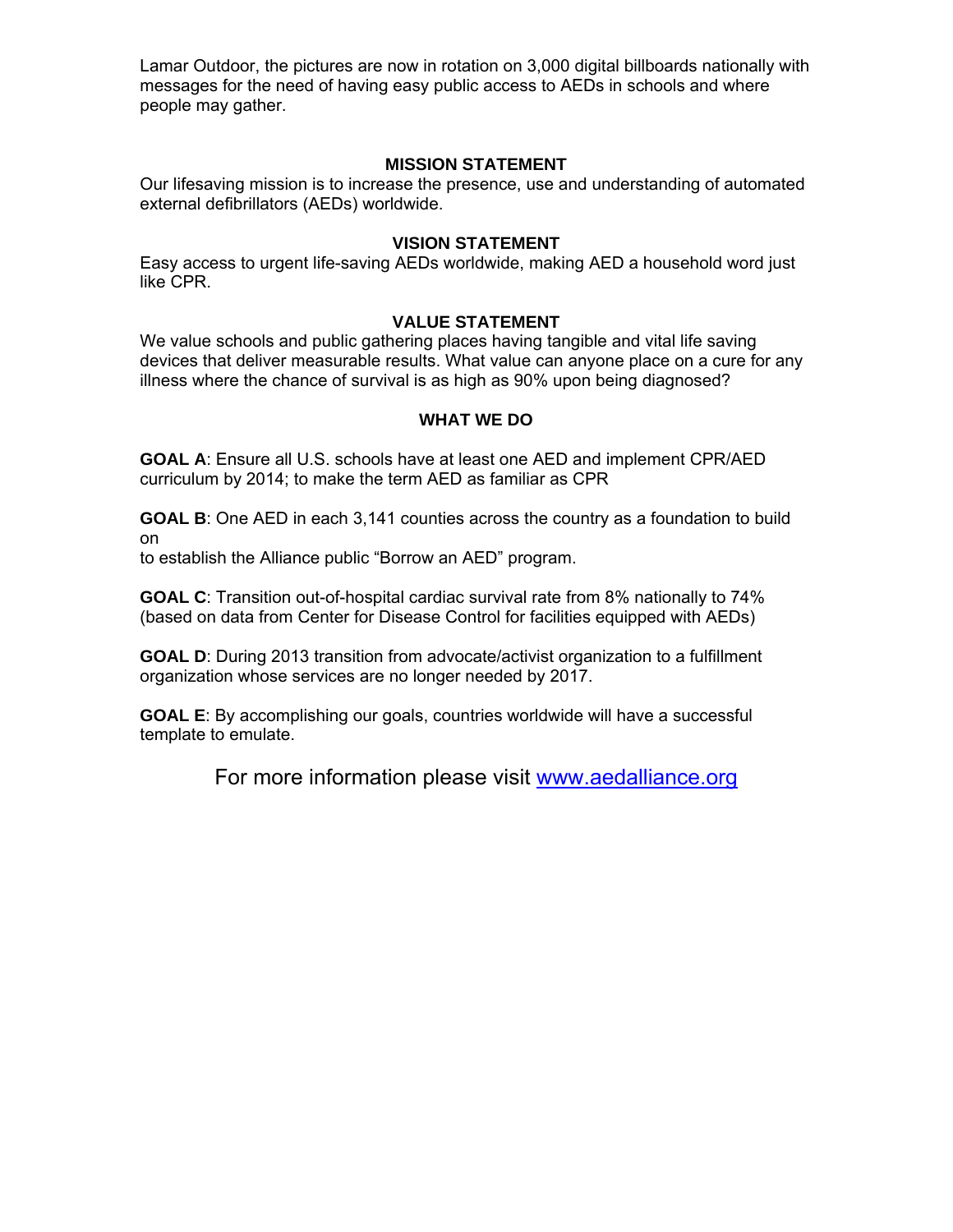Lamar Outdoor, the pictures are now in rotation on 3,000 digital billboards nationally with messages for the need of having easy public access to AEDs in schools and where people may gather.

## MISSION STATEMENT

Our lifesaving mission is to increase the presence, use and understanding of automated external defibrillators (AEDs) worldwide.

## VISION STATEMENT

Easy access to urgent life-saving AEDs worldwide, making AED a household word just like CPR.

## VALUE STATEMENT

We value schools and public gathering places having tangible and vital life saving devices that deliver measurable results. What value can anyone place on a cure for any illness where the chance of survival is as high as 90% upon being diagnosed?

## WHAT WE DO

**GOAL A**: Ensure all U.S. schools have at least one AED and implement CPR/AED curriculum by 2014; to make the term AED as familiar as CPR

**GOAL B**: One AED in each 3,141 counties across the country as a foundation to build on
to establish the Alliance public "Borrow an AED" program.

**GOAL C**: Transition out-of-hospital cardiac survival rate from 8% nationally to 74% (based on data from Center for Disease Control for facilities equipped with AEDs)

**GOAL D**: During 2013 transition from advocate/activist organization to a fulfillment organization whose services are no longer needed by 2017.

**GOAL E**: By accomplishing our goals, countries worldwide will have a successful template to emulate.

For more information please visit [www.aedalliance.org](www.aedalliance.org)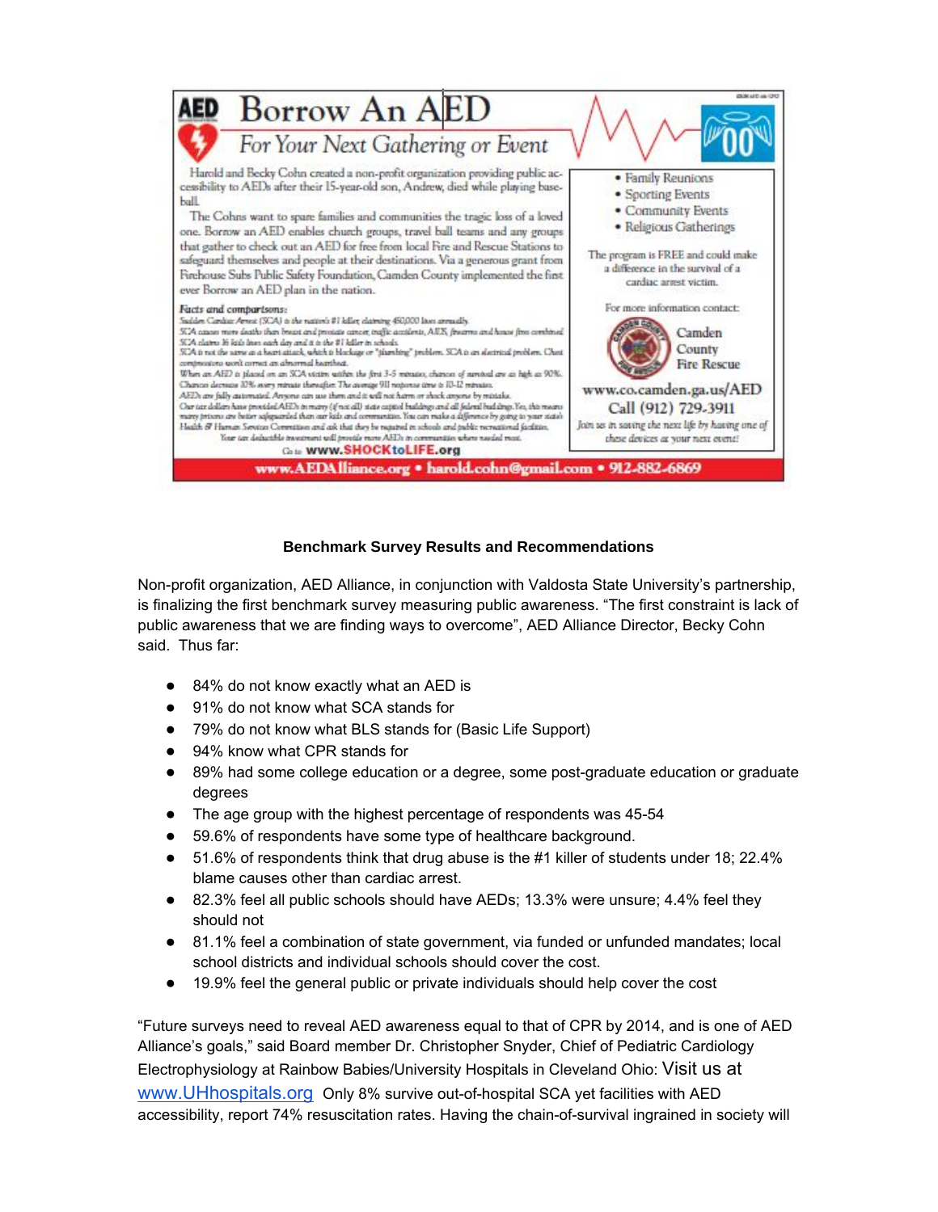# AED Borrow An AED

## For Your Next Gathering or Event

Harold and Becky Cohn created a non-profit organization providing public accessibility to AEDs after their 15-year-old son, Andrew, died while playing baseball.

The Cohns want to spare families and communities the tragic loss of a loved one. Borrow an AED enables church groups, travel ball teams and any groups that gather to check out an AED for free from local Fire and Rescue Stations to safeguard themselves and people at their destinations. Via a generous grant from Firehouse Subs Public Safety Foundation, Camden County implemented the first ever Borrow an AED plan in the nation.

*Facts and comparisons:*

Sudden Cardiac Arrest (SCA) is the nation's #1 killer, claiming 450,000 lives annually.
SCA causes more deaths than breast and prostate cancer, traffic accidents, AIDS, firearms and house fires combined.
SCA claims 16 kids lives each day and it is the #1 killer in schools.
SCA is not the same as a heart attack, which is blockage or "plumbing" problem. SCA is an electrical problem. Chest compressions won't correct an abnormal heartbeat.
When an AED is placed on an SCA victim within the first 3-5 minutes, chances of survival are as high as 90%.
Chances decrease 10% every minute thereafter. The average 911 response time is 10-12 minutes.
AEDs are fully automated. Anyone can use them and it will not harm or shock anyone by mistake.
Our tax dollars have provided AEDs in many (if not all) state capitol buildings and all federal buildings. Yes, this means many prisons are better safeguarded than our kids and communities. You can make a difference by going to your state's Health & Human Services Committee and ask that they be required in schools and public recreational facilities.
Your tax deductible investment will provide more AEDs in communities where needed most.

Go to **www.SHOCKtoLIFE.org**

- Family Reunions
- Sporting Events
- Community Events
- Religious Gatherings

The program is FREE and could make a difference in the survival of a cardiac arrest victim.

For more information contact:

Camden County Fire Rescue

www.co.camden.ga.us/AED

Call (912) 729-3911

*Join us in saving the next life by having one of these devices at your next event!*

**www.AEDAlliance.org • harold.cohn@gmail.com • 912-882-6869**

**Benchmark Survey Results and Recommendations**

Non-profit organization, AED Alliance, in conjunction with Valdosta State University's partnership, is finalizing the first benchmark survey measuring public awareness. "The first constraint is lack of public awareness that we are finding ways to overcome", AED Alliance Director, Becky Cohn said. Thus far:

- 84% do not know exactly what an AED is
- 91% do not know what SCA stands for
- 79% do not know what BLS stands for (Basic Life Support)
- 94% know what CPR stands for
- 89% had some college education or a degree, some post-graduate education or graduate degrees
- The age group with the highest percentage of respondents was 45-54
- 59.6% of respondents have some type of healthcare background.
- 51.6% of respondents think that drug abuse is the #1 killer of students under 18; 22.4% blame causes other than cardiac arrest.
- 82.3% feel all public schools should have AEDs; 13.3% were unsure; 4.4% feel they should not
- 81.1% feel a combination of state government, via funded or unfunded mandates; local school districts and individual schools should cover the cost.
- 19.9% feel the general public or private individuals should help cover the cost

"Future surveys need to reveal AED awareness equal to that of CPR by 2014, and is one of AED Alliance's goals," said Board member Dr. Christopher Snyder, Chief of Pediatric Cardiology Electrophysiology at Rainbow Babies/University Hospitals in Cleveland Ohio: Visit us at www.UHhospitals.org Only 8% survive out-of-hospital SCA yet facilities with AED accessibility, report 74% resuscitation rates. Having the chain-of-survival ingrained in society will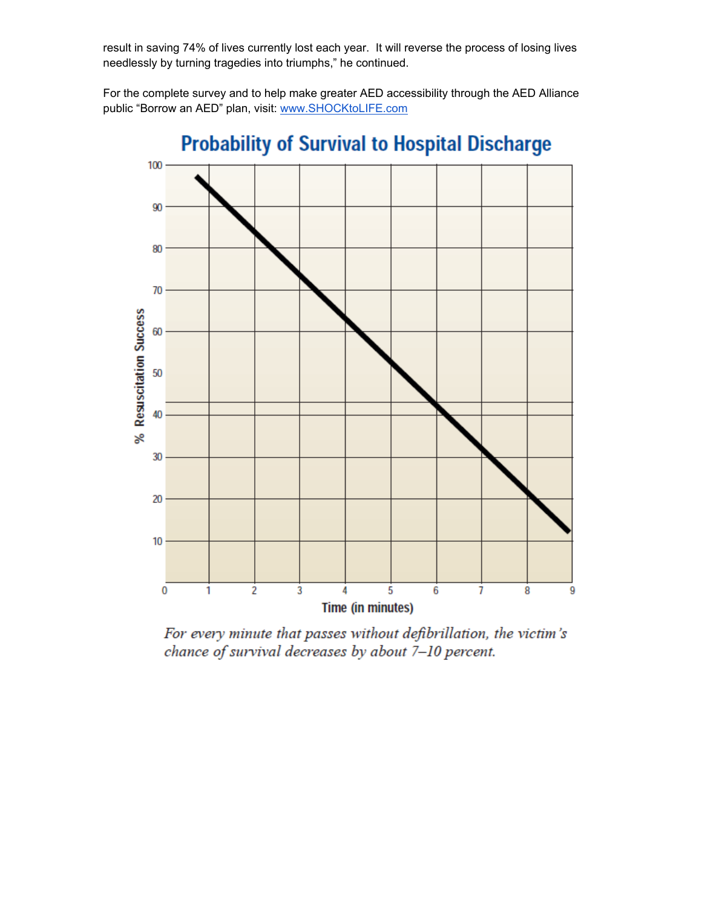result in saving 74% of lives currently lost each year. It will reverse the process of losing lives needlessly by turning tragedies into triumphs," he continued.

For the complete survey and to help make greater AED accessibility through the AED Alliance public "Borrow an AED" plan, visit: [www.SHOCKtoLIFE.com](http://www.SHOCKtoLIFE.com)

## Probability of Survival to Hospital Discharge

*For every minute that passes without defibrillation, the victim's chance of survival decreases by about 7–10 percent.*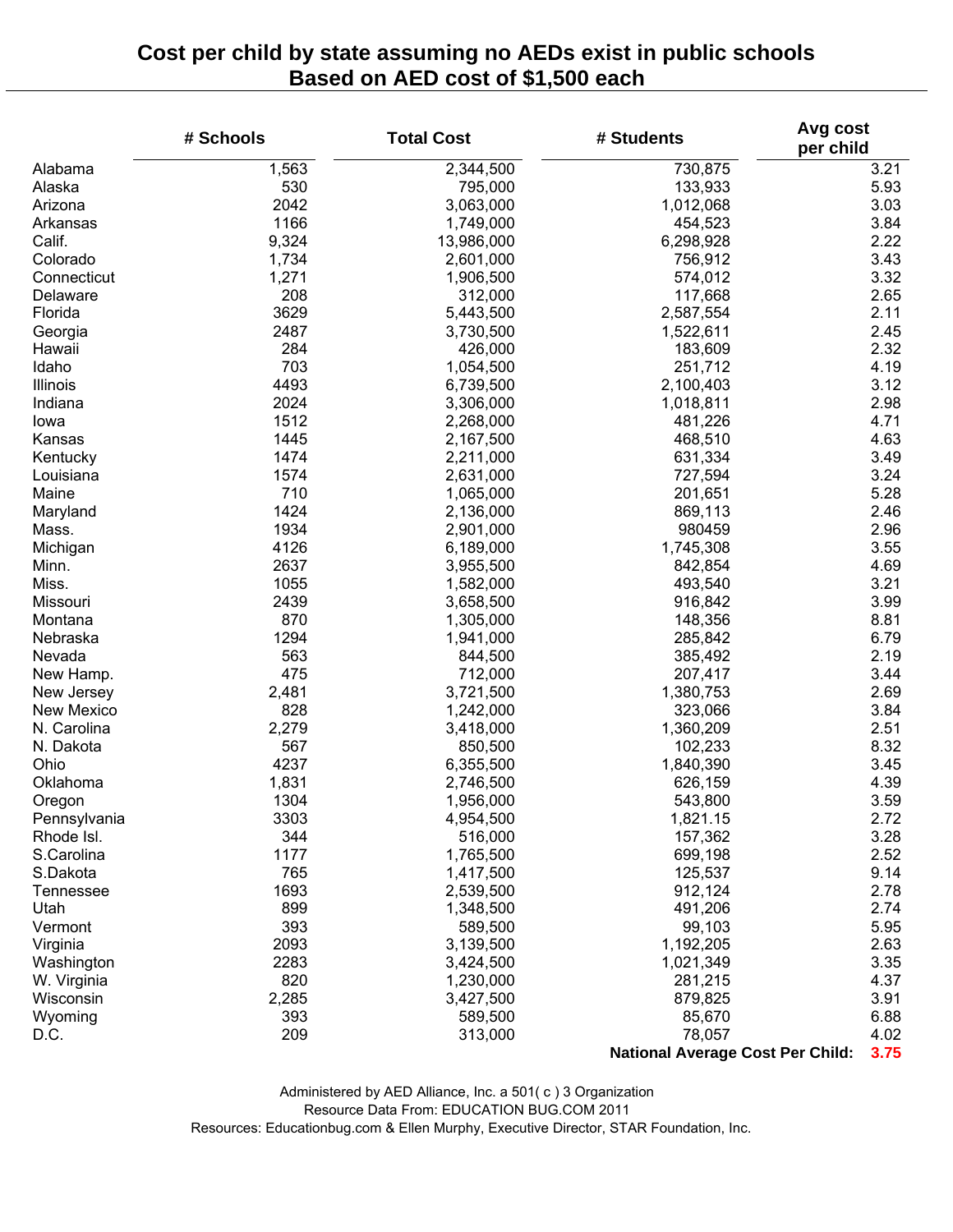# Cost per child by state assuming no AEDs exist in public schools
## Based on AED cost of $1,500 each

| | # Schools | Total Cost | # Students | Avg cost per child |
|---|---|---|---|---|
| Alabama | 1,563 | 2,344,500 | 730,875 | 3.21 |
| Alaska | 530 | 795,000 | 133,933 | 5.93 |
| Arizona | 2042 | 3,063,000 | 1,012,068 | 3.03 |
| Arkansas | 1166 | 1,749,000 | 454,523 | 3.84 |
| Calif. | 9,324 | 13,986,000 | 6,298,928 | 2.22 |
| Colorado | 1,734 | 2,601,000 | 756,912 | 3.43 |
| Connecticut | 1,271 | 1,906,500 | 574,012 | 3.32 |
| Delaware | 208 | 312,000 | 117,668 | 2.65 |
| Florida | 3629 | 5,443,500 | 2,587,554 | 2.11 |
| Georgia | 2487 | 3,730,500 | 1,522,611 | 2.45 |
| Hawaii | 284 | 426,000 | 183,609 | 2.32 |
| Idaho | 703 | 1,054,500 | 251,712 | 4.19 |
| Illinois | 4493 | 6,739,500 | 2,100,403 | 3.12 |
| Indiana | 2024 | 3,306,000 | 1,018,811 | 2.98 |
| Iowa | 1512 | 2,268,000 | 481,226 | 4.71 |
| Kansas | 1445 | 2,167,500 | 468,510 | 4.63 |
| Kentucky | 1474 | 2,211,000 | 631,334 | 3.49 |
| Louisiana | 1574 | 2,631,000 | 727,594 | 3.24 |
| Maine | 710 | 1,065,000 | 201,651 | 5.28 |
| Maryland | 1424 | 2,136,000 | 869,113 | 2.46 |
| Mass. | 1934 | 2,901,000 | 980459 | 2.96 |
| Michigan | 4126 | 6,189,000 | 1,745,308 | 3.55 |
| Minn. | 2637 | 3,955,500 | 842,854 | 4.69 |
| Miss. | 1055 | 1,582,000 | 493,540 | 3.21 |
| Missouri | 2439 | 3,658,500 | 916,842 | 3.99 |
| Montana | 870 | 1,305,000 | 148,356 | 8.81 |
| Nebraska | 1294 | 1,941,000 | 285,842 | 6.79 |
| Nevada | 563 | 844,500 | 385,492 | 2.19 |
| New Hamp. | 475 | 712,000 | 207,417 | 3.44 |
| New Jersey | 2,481 | 3,721,500 | 1,380,753 | 2.69 |
| New Mexico | 828 | 1,242,000 | 323,066 | 3.84 |
| N. Carolina | 2,279 | 3,418,000 | 1,360,209 | 2.51 |
| N. Dakota | 567 | 850,500 | 102,233 | 8.32 |
| Ohio | 4237 | 6,355,500 | 1,840,390 | 3.45 |
| Oklahoma | 1,831 | 2,746,500 | 626,159 | 4.39 |
| Oregon | 1304 | 1,956,000 | 543,800 | 3.59 |
| Pennsylvania | 3303 | 4,954,500 | 1,821.15 | 2.72 |
| Rhode Isl. | 344 | 516,000 | 157,362 | 3.28 |
| S.Carolina | 1177 | 1,765,500 | 699,198 | 2.52 |
| S.Dakota | 765 | 1,417,500 | 125,537 | 9.14 |
| Tennessee | 1693 | 2,539,500 | 912,124 | 2.78 |
| Utah | 899 | 1,348,500 | 491,206 | 2.74 |
| Vermont | 393 | 589,500 | 99,103 | 5.95 |
| Virginia | 2093 | 3,139,500 | 1,192,205 | 2.63 |
| Washington | 2283 | 3,424,500 | 1,021,349 | 3.35 |
| W. Virginia | 820 | 1,230,000 | 281,215 | 4.37 |
| Wisconsin | 2,285 | 3,427,500 | 879,825 | 3.91 |
| Wyoming | 393 | 589,500 | 85,670 | 6.88 |
| D.C. | 209 | 313,000 | 78,057 | 4.02 |
| | | | **National Average Cost Per Child:** | **3.75** |

Administered by AED Alliance, Inc. a 501( c ) 3 Organization

Resource Data From: EDUCATION BUG.COM 2011

Resources: Educationbug.com & Ellen Murphy, Executive Director, STAR Foundation, Inc.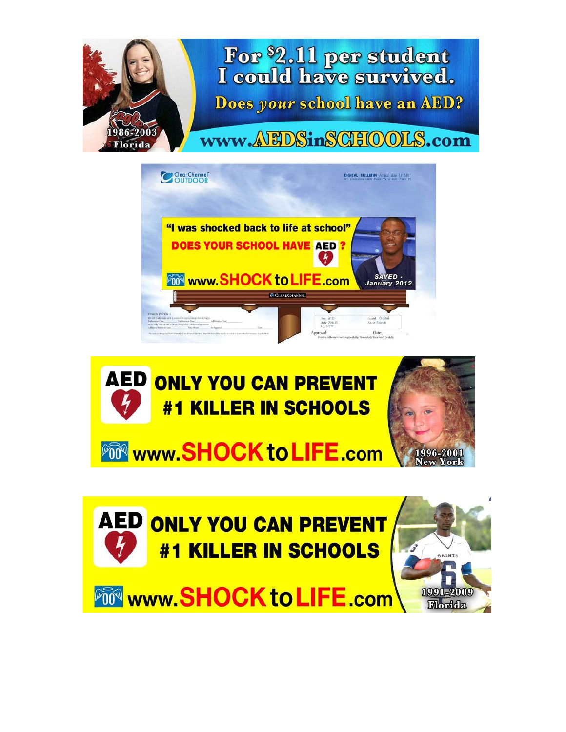For $2.11 per student I could have survived.

Does *your* school have an AED?

www.AEDSinSCHOOLS.com

1986-2003
Florida

ClearChannel OUTDOOR

DIGITAL BULLETIN Actual size: 14'X48'

"I was shocked back to life at school"

DOES YOUR SCHOOL HAVE AED ?

www.SHOCKtoLIFE.com

SAVED - January 2012

File: AED
Date: 2/4/13
AE: Brent

Board: Digital
Artist: Brandi

Approval: Date:

AED ONLY YOU CAN PREVENT #1 KILLER IN SCHOOLS

www.SHOCKtoLIFE.com

1996-2001
New York

AED ONLY YOU CAN PREVENT #1 KILLER IN SCHOOLS

www.SHOCKtoLIFE.com

1991-2009
Florida